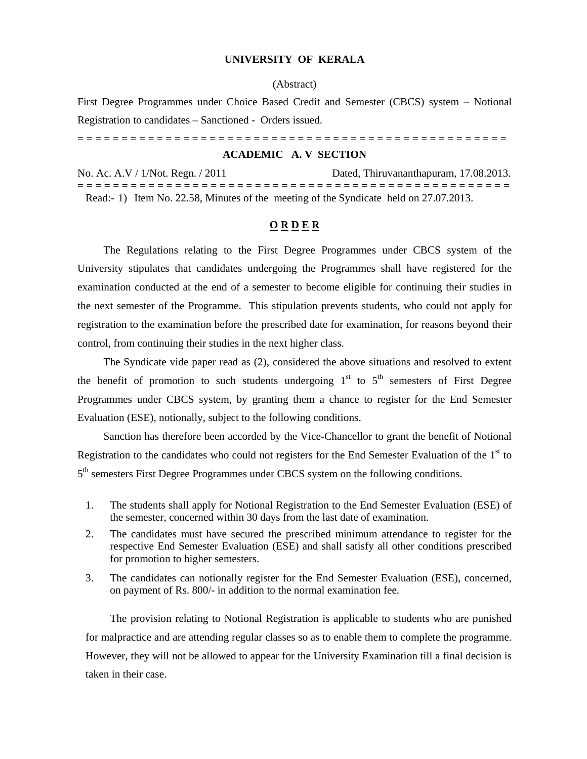# UNIVERSITY OF KERALA

(Abstract)

First Degree Programmes under Choice Based Credit and Semester (CBCS) system – Notional Registration to candidates – Sanctioned - Orders issued.

= = = = = = = = = = = = = = = = = = = = = = = = = = = = = = = = = = = = = = = = = = = = = = = = = = =

## ACADEMIC A. V SECTION

No. Ac. A.V / 1/Not. Regn. / 2011 Dated, Thiruvananthapuram, 17.08.2013.

= = = = = = = = = = = = = = = = = = = = = = = = = = = = = = = = = = = = = = = = = = = = = = = = = = =

Read:- 1) Item No. 22.58, Minutes of the meeting of the Syndicate held on 27.07.2013.

## ORDER

The Regulations relating to the First Degree Programmes under CBCS system of the University stipulates that candidates undergoing the Programmes shall have registered for the examination conducted at the end of a semester to become eligible for continuing their studies in the next semester of the Programme. This stipulation prevents students, who could not apply for registration to the examination before the prescribed date for examination, for reasons beyond their control, from continuing their studies in the next higher class.

The Syndicate vide paper read as (2), considered the above situations and resolved to extent the benefit of promotion to such students undergoing 1st to 5th semesters of First Degree Programmes under CBCS system, by granting them a chance to register for the End Semester Evaluation (ESE), notionally, subject to the following conditions.

Sanction has therefore been accorded by the Vice-Chancellor to grant the benefit of Notional Registration to the candidates who could not registers for the End Semester Evaluation of the 1st to 5th semesters First Degree Programmes under CBCS system on the following conditions.

1. The students shall apply for Notional Registration to the End Semester Evaluation (ESE) of the semester, concerned within 30 days from the last date of examination.
2. The candidates must have secured the prescribed minimum attendance to register for the respective End Semester Evaluation (ESE) and shall satisfy all other conditions prescribed for promotion to higher semesters.
3. The candidates can notionally register for the End Semester Evaluation (ESE), concerned, on payment of Rs. 800/- in addition to the normal examination fee.

The provision relating to Notional Registration is applicable to students who are punished for malpractice and are attending regular classes so as to enable them to complete the programme. However, they will not be allowed to appear for the University Examination till a final decision is taken in their case.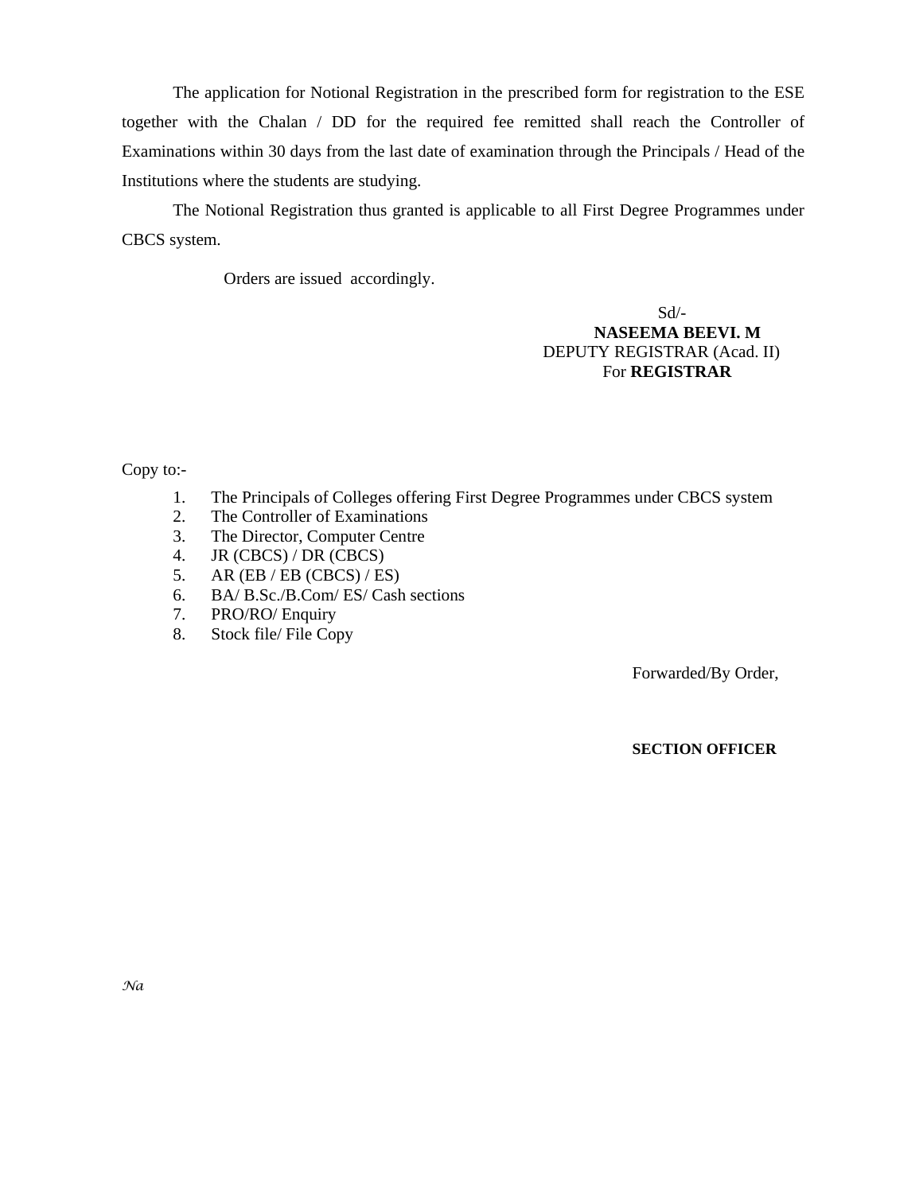The application for Notional Registration in the prescribed form for registration to the ESE together with the Chalan / DD for the required fee remitted shall reach the Controller of Examinations within 30 days from the last date of examination through the Principals / Head of the Institutions where the students are studying.

The Notional Registration thus granted is applicable to all First Degree Programmes under CBCS system.

Orders are issued accordingly.

Sd/-
**NASEEMA BEEVI. M**
DEPUTY REGISTRAR (Acad. II)
For **REGISTRAR**

Copy to:-

1. The Principals of Colleges offering First Degree Programmes under CBCS system
2. The Controller of Examinations
3. The Director, Computer Centre
4. JR (CBCS) / DR (CBCS)
5. AR (EB / EB (CBCS) / ES)
6. BA/ B.Sc./B.Com/ ES/ Cash sections
7. PRO/RO/ Enquiry
8. Stock file/ File Copy

Forwarded/By Order,

**SECTION OFFICER**

*Na*